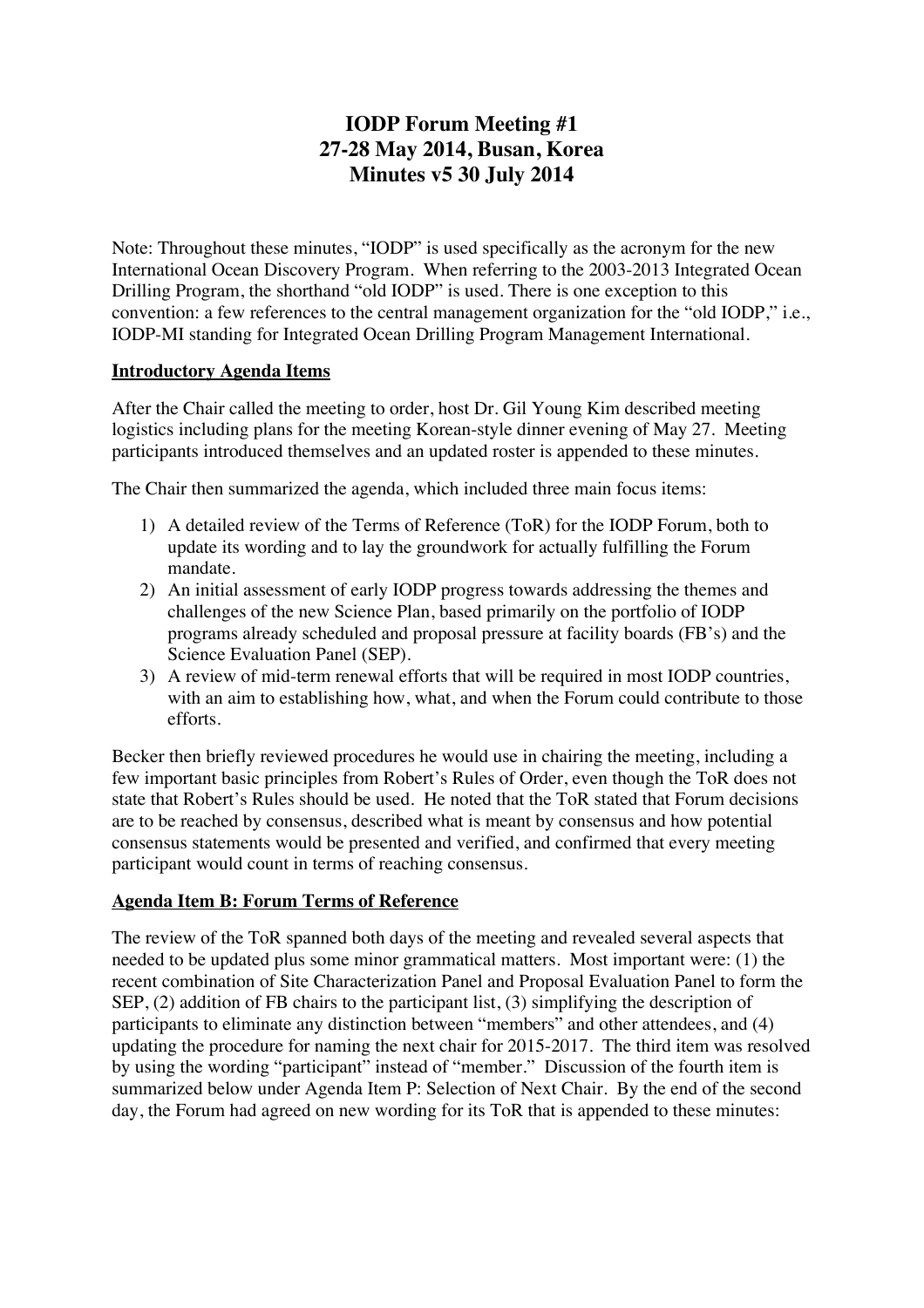# IODP Forum Meeting #1
# 27-28 May 2014, Busan, Korea
# Minutes v5 30 July 2014

Note: Throughout these minutes, "IODP" is used specifically as the acronym for the new International Ocean Discovery Program. When referring to the 2003-2013 Integrated Ocean Drilling Program, the shorthand "old IODP" is used. There is one exception to this convention: a few references to the central management organization for the "old IODP," i.e., IODP-MI standing for Integrated Ocean Drilling Program Management International.

**Introductory Agenda Items**

After the Chair called the meeting to order, host Dr. Gil Young Kim described meeting logistics including plans for the meeting Korean-style dinner evening of May 27. Meeting participants introduced themselves and an updated roster is appended to these minutes.

The Chair then summarized the agenda, which included three main focus items:

1) A detailed review of the Terms of Reference (ToR) for the IODP Forum, both to update its wording and to lay the groundwork for actually fulfilling the Forum mandate.
2) An initial assessment of early IODP progress towards addressing the themes and challenges of the new Science Plan, based primarily on the portfolio of IODP programs already scheduled and proposal pressure at facility boards (FB's) and the Science Evaluation Panel (SEP).
3) A review of mid-term renewal efforts that will be required in most IODP countries, with an aim to establishing how, what, and when the Forum could contribute to those efforts.

Becker then briefly reviewed procedures he would use in chairing the meeting, including a few important basic principles from Robert's Rules of Order, even though the ToR does not state that Robert's Rules should be used. He noted that the ToR stated that Forum decisions are to be reached by consensus, described what is meant by consensus and how potential consensus statements would be presented and verified, and confirmed that every meeting participant would count in terms of reaching consensus.

**Agenda Item B: Forum Terms of Reference**

The review of the ToR spanned both days of the meeting and revealed several aspects that needed to be updated plus some minor grammatical matters. Most important were: (1) the recent combination of Site Characterization Panel and Proposal Evaluation Panel to form the SEP, (2) addition of FB chairs to the participant list, (3) simplifying the description of participants to eliminate any distinction between "members" and other attendees, and (4) updating the procedure for naming the next chair for 2015-2017. The third item was resolved by using the wording "participant" instead of "member." Discussion of the fourth item is summarized below under Agenda Item P: Selection of Next Chair. By the end of the second day, the Forum had agreed on new wording for its ToR that is appended to these minutes: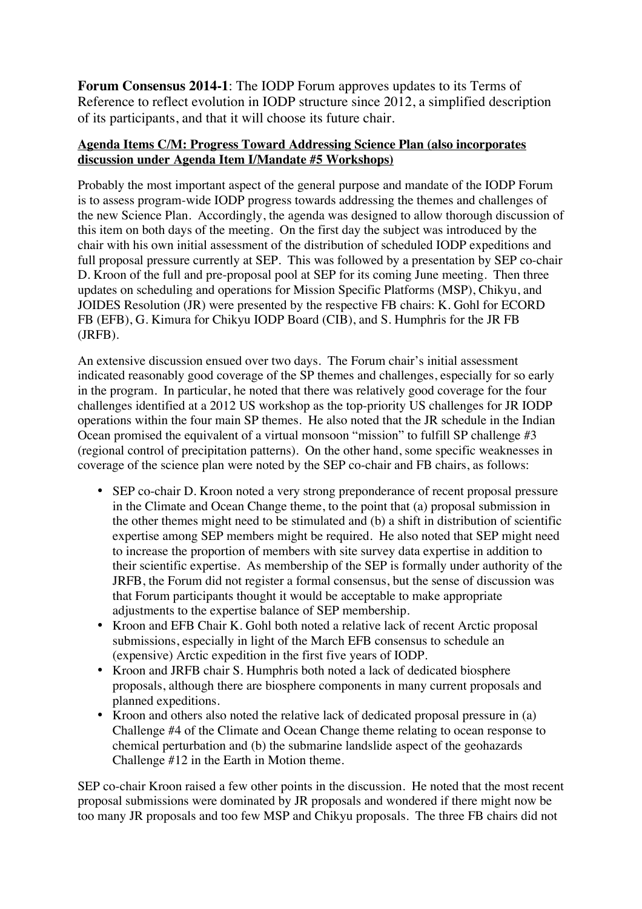**Forum Consensus 2014-1**: The IODP Forum approves updates to its Terms of Reference to reflect evolution in IODP structure since 2012, a simplified description of its participants, and that it will choose its future chair.

**Agenda Items C/M: Progress Toward Addressing Science Plan (also incorporates discussion under Agenda Item I/Mandate #5 Workshops)**

Probably the most important aspect of the general purpose and mandate of the IODP Forum is to assess program-wide IODP progress towards addressing the themes and challenges of the new Science Plan. Accordingly, the agenda was designed to allow thorough discussion of this item on both days of the meeting. On the first day the subject was introduced by the chair with his own initial assessment of the distribution of scheduled IODP expeditions and full proposal pressure currently at SEP. This was followed by a presentation by SEP co-chair D. Kroon of the full and pre-proposal pool at SEP for its coming June meeting. Then three updates on scheduling and operations for Mission Specific Platforms (MSP), Chikyu, and JOIDES Resolution (JR) were presented by the respective FB chairs: K. Gohl for ECORD FB (EFB), G. Kimura for Chikyu IODP Board (CIB), and S. Humphris for the JR FB (JRFB).

An extensive discussion ensued over two days. The Forum chair's initial assessment indicated reasonably good coverage of the SP themes and challenges, especially for so early in the program. In particular, he noted that there was relatively good coverage for the four challenges identified at a 2012 US workshop as the top-priority US challenges for JR IODP operations within the four main SP themes. He also noted that the JR schedule in the Indian Ocean promised the equivalent of a virtual monsoon "mission" to fulfill SP challenge #3 (regional control of precipitation patterns). On the other hand, some specific weaknesses in coverage of the science plan were noted by the SEP co-chair and FB chairs, as follows:

- SEP co-chair D. Kroon noted a very strong preponderance of recent proposal pressure in the Climate and Ocean Change theme, to the point that (a) proposal submission in the other themes might need to be stimulated and (b) a shift in distribution of scientific expertise among SEP members might be required. He also noted that SEP might need to increase the proportion of members with site survey data expertise in addition to their scientific expertise. As membership of the SEP is formally under authority of the JRFB, the Forum did not register a formal consensus, but the sense of discussion was that Forum participants thought it would be acceptable to make appropriate adjustments to the expertise balance of SEP membership.
- Kroon and EFB Chair K. Gohl both noted a relative lack of recent Arctic proposal submissions, especially in light of the March EFB consensus to schedule an (expensive) Arctic expedition in the first five years of IODP.
- Kroon and JRFB chair S. Humphris both noted a lack of dedicated biosphere proposals, although there are biosphere components in many current proposals and planned expeditions.
- Kroon and others also noted the relative lack of dedicated proposal pressure in (a) Challenge #4 of the Climate and Ocean Change theme relating to ocean response to chemical perturbation and (b) the submarine landslide aspect of the geohazards Challenge #12 in the Earth in Motion theme.

SEP co-chair Kroon raised a few other points in the discussion. He noted that the most recent proposal submissions were dominated by JR proposals and wondered if there might now be too many JR proposals and too few MSP and Chikyu proposals. The three FB chairs did not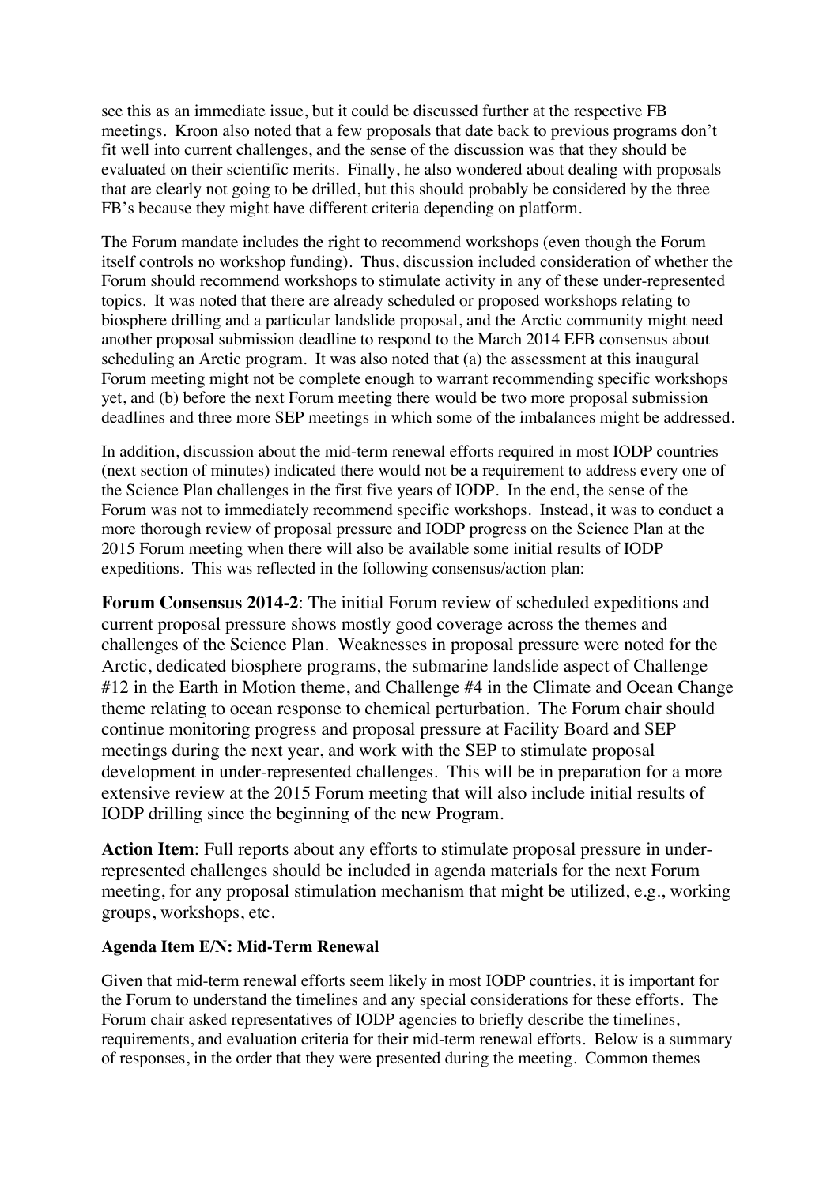see this as an immediate issue, but it could be discussed further at the respective FB meetings. Kroon also noted that a few proposals that date back to previous programs don't fit well into current challenges, and the sense of the discussion was that they should be evaluated on their scientific merits. Finally, he also wondered about dealing with proposals that are clearly not going to be drilled, but this should probably be considered by the three FB's because they might have different criteria depending on platform.

The Forum mandate includes the right to recommend workshops (even though the Forum itself controls no workshop funding). Thus, discussion included consideration of whether the Forum should recommend workshops to stimulate activity in any of these under-represented topics. It was noted that there are already scheduled or proposed workshops relating to biosphere drilling and a particular landslide proposal, and the Arctic community might need another proposal submission deadline to respond to the March 2014 EFB consensus about scheduling an Arctic program. It was also noted that (a) the assessment at this inaugural Forum meeting might not be complete enough to warrant recommending specific workshops yet, and (b) before the next Forum meeting there would be two more proposal submission deadlines and three more SEP meetings in which some of the imbalances might be addressed.

In addition, discussion about the mid-term renewal efforts required in most IODP countries (next section of minutes) indicated there would not be a requirement to address every one of the Science Plan challenges in the first five years of IODP. In the end, the sense of the Forum was not to immediately recommend specific workshops. Instead, it was to conduct a more thorough review of proposal pressure and IODP progress on the Science Plan at the 2015 Forum meeting when there will also be available some initial results of IODP expeditions. This was reflected in the following consensus/action plan:

**Forum Consensus 2014-2**: The initial Forum review of scheduled expeditions and current proposal pressure shows mostly good coverage across the themes and challenges of the Science Plan. Weaknesses in proposal pressure were noted for the Arctic, dedicated biosphere programs, the submarine landslide aspect of Challenge #12 in the Earth in Motion theme, and Challenge #4 in the Climate and Ocean Change theme relating to ocean response to chemical perturbation. The Forum chair should continue monitoring progress and proposal pressure at Facility Board and SEP meetings during the next year, and work with the SEP to stimulate proposal development in under-represented challenges. This will be in preparation for a more extensive review at the 2015 Forum meeting that will also include initial results of IODP drilling since the beginning of the new Program.

**Action Item**: Full reports about any efforts to stimulate proposal pressure in under-represented challenges should be included in agenda materials for the next Forum meeting, for any proposal stimulation mechanism that might be utilized, e.g., working groups, workshops, etc.

**Agenda Item E/N: Mid-Term Renewal**

Given that mid-term renewal efforts seem likely in most IODP countries, it is important for the Forum to understand the timelines and any special considerations for these efforts. The Forum chair asked representatives of IODP agencies to briefly describe the timelines, requirements, and evaluation criteria for their mid-term renewal efforts. Below is a summary of responses, in the order that they were presented during the meeting. Common themes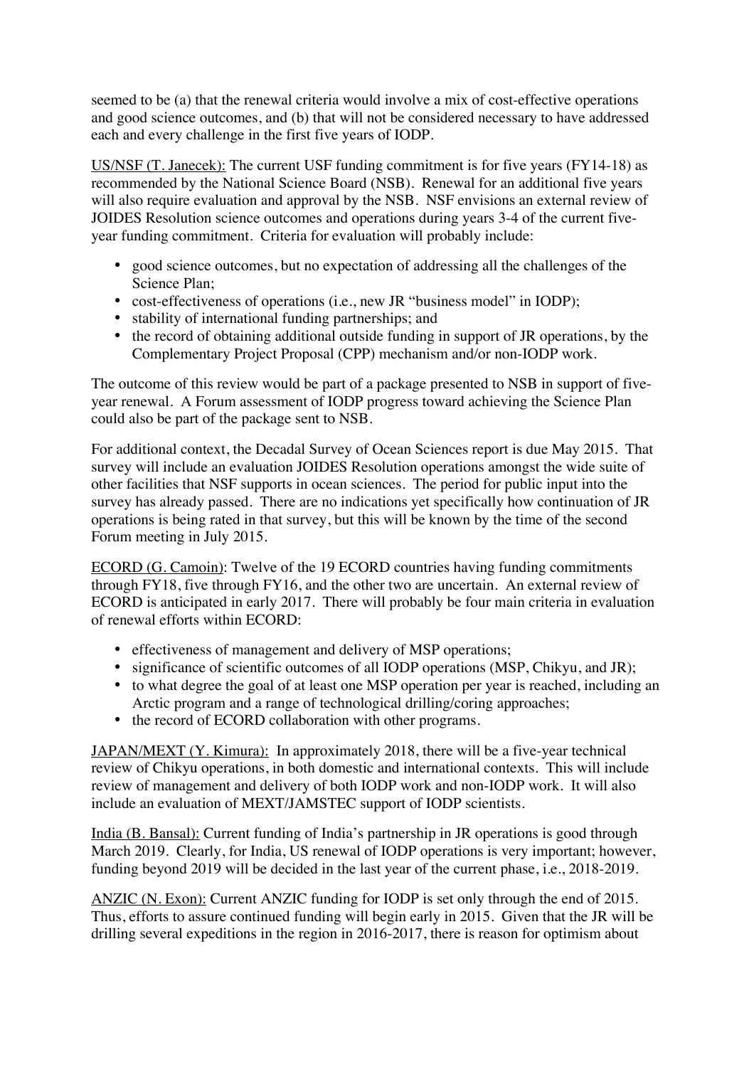seemed to be (a) that the renewal criteria would involve a mix of cost-effective operations and good science outcomes, and (b) that will not be considered necessary to have addressed each and every challenge in the first five years of IODP.

US/NSF (T. Janecek): The current USF funding commitment is for five years (FY14-18) as recommended by the National Science Board (NSB). Renewal for an additional five years will also require evaluation and approval by the NSB. NSF envisions an external review of JOIDES Resolution science outcomes and operations during years 3-4 of the current five-year funding commitment. Criteria for evaluation will probably include:

- good science outcomes, but no expectation of addressing all the challenges of the Science Plan;
- cost-effectiveness of operations (i.e., new JR "business model" in IODP);
- stability of international funding partnerships; and
- the record of obtaining additional outside funding in support of JR operations, by the Complementary Project Proposal (CPP) mechanism and/or non-IODP work.

The outcome of this review would be part of a package presented to NSB in support of five-year renewal. A Forum assessment of IODP progress toward achieving the Science Plan could also be part of the package sent to NSB.

For additional context, the Decadal Survey of Ocean Sciences report is due May 2015. That survey will include an evaluation JOIDES Resolution operations amongst the wide suite of other facilities that NSF supports in ocean sciences. The period for public input into the survey has already passed. There are no indications yet specifically how continuation of JR operations is being rated in that survey, but this will be known by the time of the second Forum meeting in July 2015.

ECORD (G. Camoin): Twelve of the 19 ECORD countries having funding commitments through FY18, five through FY16, and the other two are uncertain. An external review of ECORD is anticipated in early 2017. There will probably be four main criteria in evaluation of renewal efforts within ECORD:

- effectiveness of management and delivery of MSP operations;
- significance of scientific outcomes of all IODP operations (MSP, Chikyu, and JR);
- to what degree the goal of at least one MSP operation per year is reached, including an Arctic program and a range of technological drilling/coring approaches;
- the record of ECORD collaboration with other programs.

JAPAN/MEXT (Y. Kimura): In approximately 2018, there will be a five-year technical review of Chikyu operations, in both domestic and international contexts. This will include review of management and delivery of both IODP work and non-IODP work. It will also include an evaluation of MEXT/JAMSTEC support of IODP scientists.

India (B. Bansal): Current funding of India's partnership in JR operations is good through March 2019. Clearly, for India, US renewal of IODP operations is very important; however, funding beyond 2019 will be decided in the last year of the current phase, i.e., 2018-2019.

ANZIC (N. Exon): Current ANZIC funding for IODP is set only through the end of 2015. Thus, efforts to assure continued funding will begin early in 2015. Given that the JR will be drilling several expeditions in the region in 2016-2017, there is reason for optimism about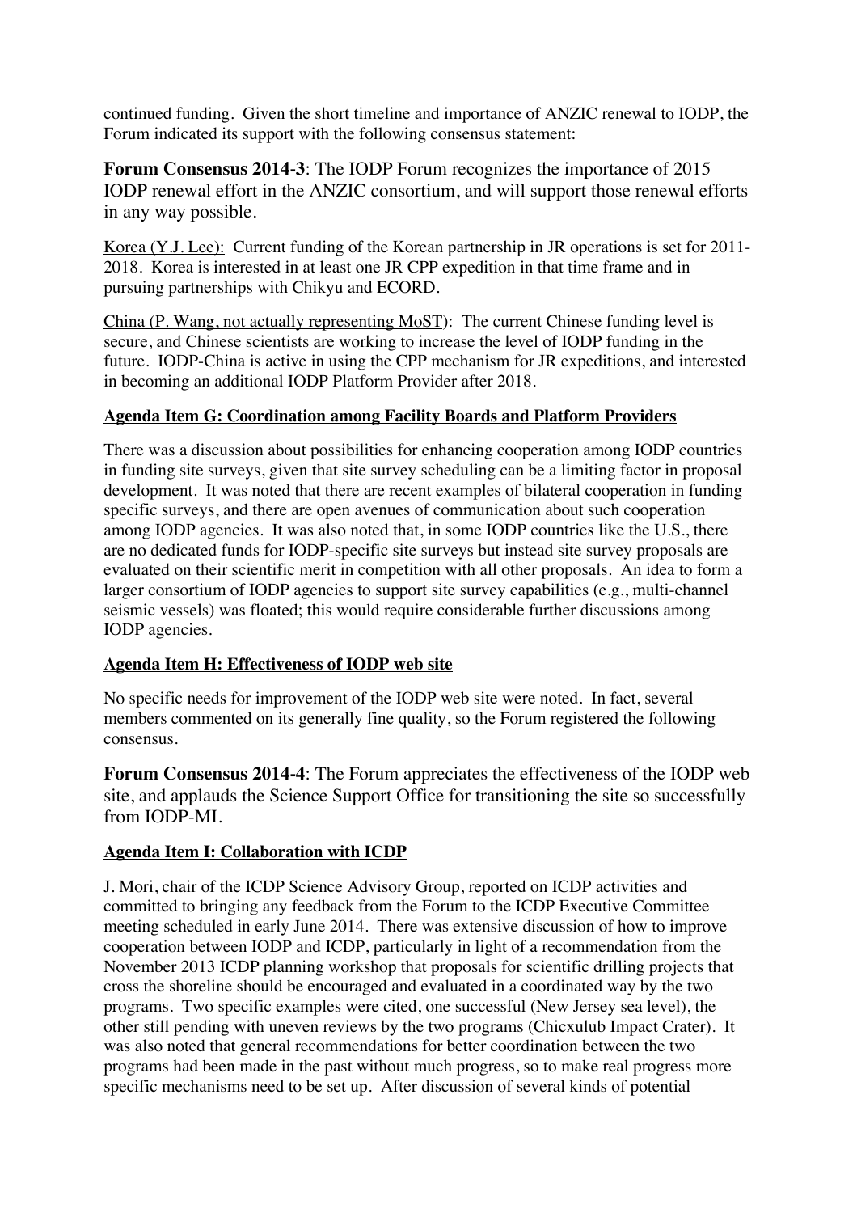continued funding. Given the short timeline and importance of ANZIC renewal to IODP, the Forum indicated its support with the following consensus statement:

**Forum Consensus 2014-3**: The IODP Forum recognizes the importance of 2015 IODP renewal effort in the ANZIC consortium, and will support those renewal efforts in any way possible.

Korea (Y.J. Lee): Current funding of the Korean partnership in JR operations is set for 2011-2018. Korea is interested in at least one JR CPP expedition in that time frame and in pursuing partnerships with Chikyu and ECORD.

China (P. Wang, not actually representing MoST): The current Chinese funding level is secure, and Chinese scientists are working to increase the level of IODP funding in the future. IODP-China is active in using the CPP mechanism for JR expeditions, and interested in becoming an additional IODP Platform Provider after 2018.

**Agenda Item G: Coordination among Facility Boards and Platform Providers**

There was a discussion about possibilities for enhancing cooperation among IODP countries in funding site surveys, given that site survey scheduling can be a limiting factor in proposal development. It was noted that there are recent examples of bilateral cooperation in funding specific surveys, and there are open avenues of communication about such cooperation among IODP agencies. It was also noted that, in some IODP countries like the U.S., there are no dedicated funds for IODP-specific site surveys but instead site survey proposals are evaluated on their scientific merit in competition with all other proposals. An idea to form a larger consortium of IODP agencies to support site survey capabilities (e.g., multi-channel seismic vessels) was floated; this would require considerable further discussions among IODP agencies.

**Agenda Item H: Effectiveness of IODP web site**

No specific needs for improvement of the IODP web site were noted. In fact, several members commented on its generally fine quality, so the Forum registered the following consensus.

**Forum Consensus 2014-4**: The Forum appreciates the effectiveness of the IODP web site, and applauds the Science Support Office for transitioning the site so successfully from IODP-MI.

**Agenda Item I: Collaboration with ICDP**

J. Mori, chair of the ICDP Science Advisory Group, reported on ICDP activities and committed to bringing any feedback from the Forum to the ICDP Executive Committee meeting scheduled in early June 2014. There was extensive discussion of how to improve cooperation between IODP and ICDP, particularly in light of a recommendation from the November 2013 ICDP planning workshop that proposals for scientific drilling projects that cross the shoreline should be encouraged and evaluated in a coordinated way by the two programs. Two specific examples were cited, one successful (New Jersey sea level), the other still pending with uneven reviews by the two programs (Chicxulub Impact Crater). It was also noted that general recommendations for better coordination between the two programs had been made in the past without much progress, so to make real progress more specific mechanisms need to be set up. After discussion of several kinds of potential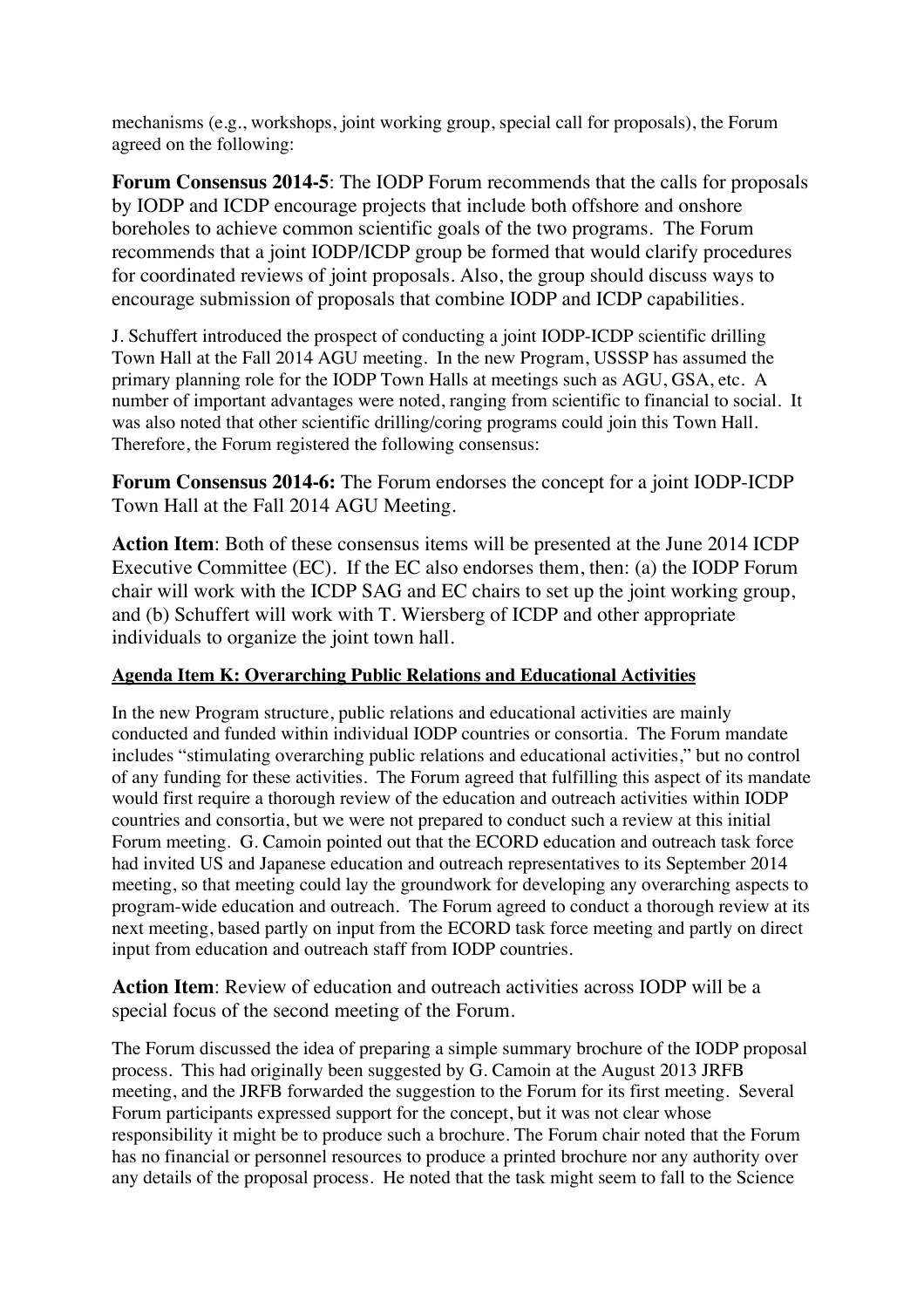mechanisms (e.g., workshops, joint working group, special call for proposals), the Forum agreed on the following:

**Forum Consensus 2014-5**: The IODP Forum recommends that the calls for proposals by IODP and ICDP encourage projects that include both offshore and onshore boreholes to achieve common scientific goals of the two programs. The Forum recommends that a joint IODP/ICDP group be formed that would clarify procedures for coordinated reviews of joint proposals. Also, the group should discuss ways to encourage submission of proposals that combine IODP and ICDP capabilities.

J. Schuffert introduced the prospect of conducting a joint IODP-ICDP scientific drilling Town Hall at the Fall 2014 AGU meeting. In the new Program, USSSP has assumed the primary planning role for the IODP Town Halls at meetings such as AGU, GSA, etc. A number of important advantages were noted, ranging from scientific to financial to social. It was also noted that other scientific drilling/coring programs could join this Town Hall. Therefore, the Forum registered the following consensus:

**Forum Consensus 2014-6:** The Forum endorses the concept for a joint IODP-ICDP Town Hall at the Fall 2014 AGU Meeting.

**Action Item**: Both of these consensus items will be presented at the June 2014 ICDP Executive Committee (EC). If the EC also endorses them, then: (a) the IODP Forum chair will work with the ICDP SAG and EC chairs to set up the joint working group, and (b) Schuffert will work with T. Wiersberg of ICDP and other appropriate individuals to organize the joint town hall.

**Agenda Item K: Overarching Public Relations and Educational Activities**

In the new Program structure, public relations and educational activities are mainly conducted and funded within individual IODP countries or consortia. The Forum mandate includes "stimulating overarching public relations and educational activities," but no control of any funding for these activities. The Forum agreed that fulfilling this aspect of its mandate would first require a thorough review of the education and outreach activities within IODP countries and consortia, but we were not prepared to conduct such a review at this initial Forum meeting. G. Camoin pointed out that the ECORD education and outreach task force had invited US and Japanese education and outreach representatives to its September 2014 meeting, so that meeting could lay the groundwork for developing any overarching aspects to program-wide education and outreach. The Forum agreed to conduct a thorough review at its next meeting, based partly on input from the ECORD task force meeting and partly on direct input from education and outreach staff from IODP countries.

**Action Item**: Review of education and outreach activities across IODP will be a special focus of the second meeting of the Forum.

The Forum discussed the idea of preparing a simple summary brochure of the IODP proposal process. This had originally been suggested by G. Camoin at the August 2013 JRFB meeting, and the JRFB forwarded the suggestion to the Forum for its first meeting. Several Forum participants expressed support for the concept, but it was not clear whose responsibility it might be to produce such a brochure. The Forum chair noted that the Forum has no financial or personnel resources to produce a printed brochure nor any authority over any details of the proposal process. He noted that the task might seem to fall to the Science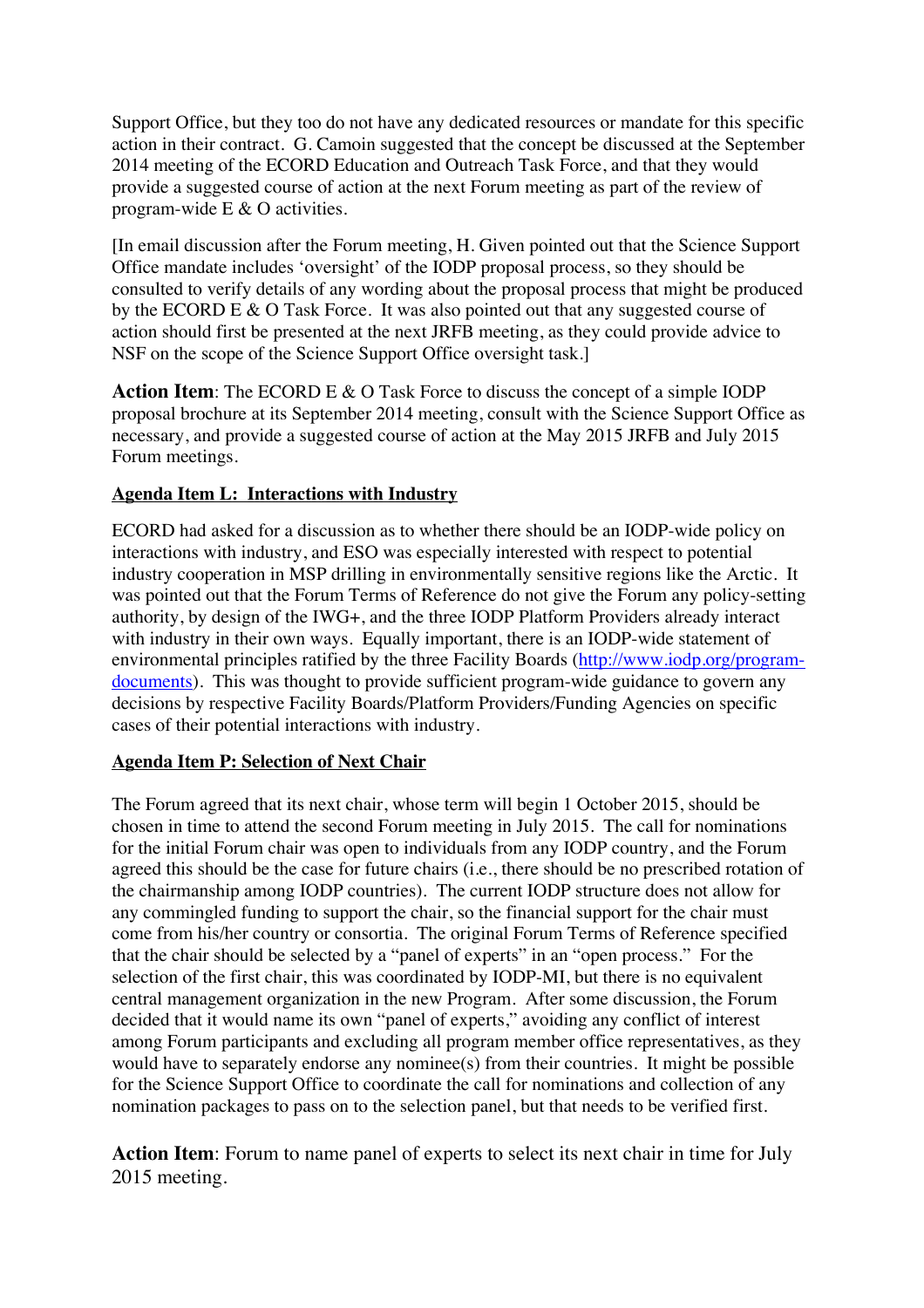Support Office, but they too do not have any dedicated resources or mandate for this specific action in their contract. G. Camoin suggested that the concept be discussed at the September 2014 meeting of the ECORD Education and Outreach Task Force, and that they would provide a suggested course of action at the next Forum meeting as part of the review of program-wide E & O activities.

[In email discussion after the Forum meeting, H. Given pointed out that the Science Support Office mandate includes 'oversight' of the IODP proposal process, so they should be consulted to verify details of any wording about the proposal process that might be produced by the ECORD E & O Task Force. It was also pointed out that any suggested course of action should first be presented at the next JRFB meeting, as they could provide advice to NSF on the scope of the Science Support Office oversight task.]

**Action Item**: The ECORD E & O Task Force to discuss the concept of a simple IODP proposal brochure at its September 2014 meeting, consult with the Science Support Office as necessary, and provide a suggested course of action at the May 2015 JRFB and July 2015 Forum meetings.

**Agenda Item L: Interactions with Industry**

ECORD had asked for a discussion as to whether there should be an IODP-wide policy on interactions with industry, and ESO was especially interested with respect to potential industry cooperation in MSP drilling in environmentally sensitive regions like the Arctic. It was pointed out that the Forum Terms of Reference do not give the Forum any policy-setting authority, by design of the IWG+, and the three IODP Platform Providers already interact with industry in their own ways. Equally important, there is an IODP-wide statement of environmental principles ratified by the three Facility Boards (http://www.iodp.org/program-documents). This was thought to provide sufficient program-wide guidance to govern any decisions by respective Facility Boards/Platform Providers/Funding Agencies on specific cases of their potential interactions with industry.

**Agenda Item P: Selection of Next Chair**

The Forum agreed that its next chair, whose term will begin 1 October 2015, should be chosen in time to attend the second Forum meeting in July 2015. The call for nominations for the initial Forum chair was open to individuals from any IODP country, and the Forum agreed this should be the case for future chairs (i.e., there should be no prescribed rotation of the chairmanship among IODP countries). The current IODP structure does not allow for any commingled funding to support the chair, so the financial support for the chair must come from his/her country or consortia. The original Forum Terms of Reference specified that the chair should be selected by a "panel of experts" in an "open process." For the selection of the first chair, this was coordinated by IODP-MI, but there is no equivalent central management organization in the new Program. After some discussion, the Forum decided that it would name its own "panel of experts," avoiding any conflict of interest among Forum participants and excluding all program member office representatives, as they would have to separately endorse any nominee(s) from their countries. It might be possible for the Science Support Office to coordinate the call for nominations and collection of any nomination packages to pass on to the selection panel, but that needs to be verified first.

**Action Item**: Forum to name panel of experts to select its next chair in time for July 2015 meeting.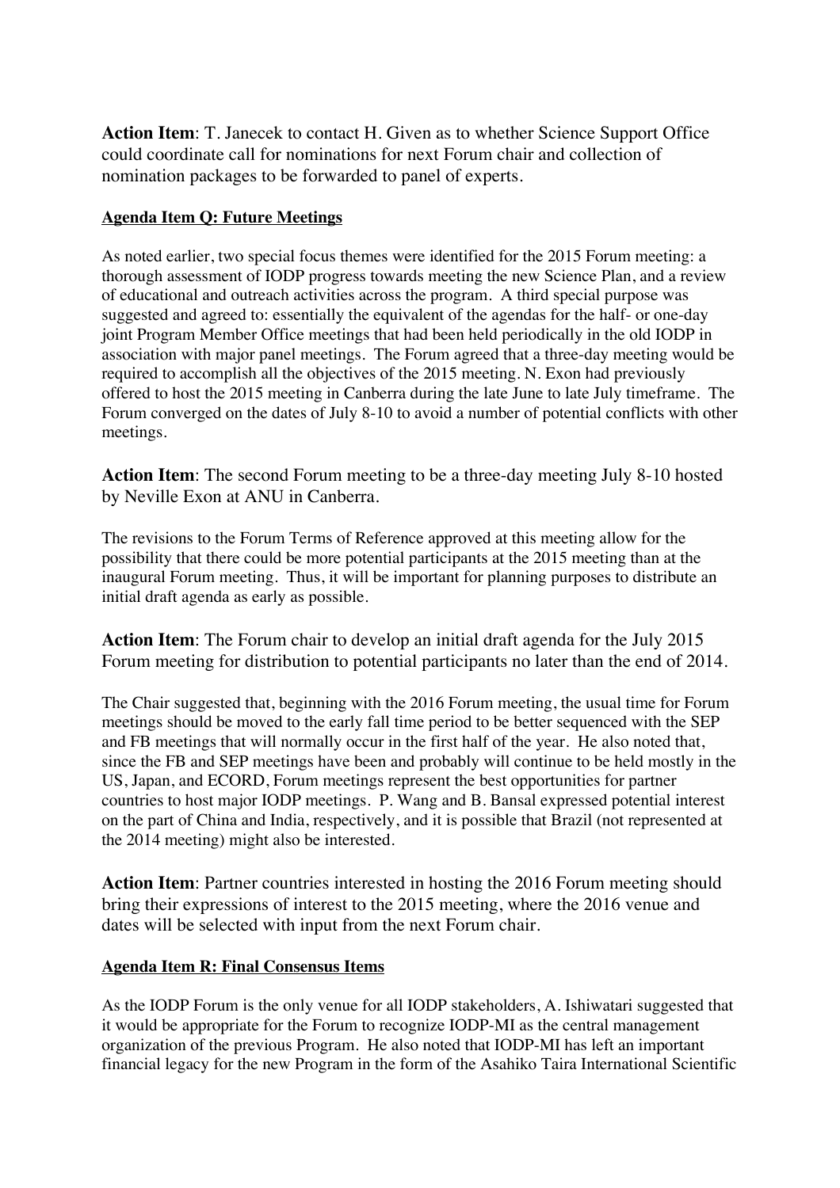**Action Item**: T. Janecek to contact H. Given as to whether Science Support Office could coordinate call for nominations for next Forum chair and collection of nomination packages to be forwarded to panel of experts.

**Agenda Item Q: Future Meetings**

As noted earlier, two special focus themes were identified for the 2015 Forum meeting: a thorough assessment of IODP progress towards meeting the new Science Plan, and a review of educational and outreach activities across the program. A third special purpose was suggested and agreed to: essentially the equivalent of the agendas for the half- or one-day joint Program Member Office meetings that had been held periodically in the old IODP in association with major panel meetings. The Forum agreed that a three-day meeting would be required to accomplish all the objectives of the 2015 meeting. N. Exon had previously offered to host the 2015 meeting in Canberra during the late June to late July timeframe. The Forum converged on the dates of July 8-10 to avoid a number of potential conflicts with other meetings.

**Action Item**: The second Forum meeting to be a three-day meeting July 8-10 hosted by Neville Exon at ANU in Canberra.

The revisions to the Forum Terms of Reference approved at this meeting allow for the possibility that there could be more potential participants at the 2015 meeting than at the inaugural Forum meeting. Thus, it will be important for planning purposes to distribute an initial draft agenda as early as possible.

**Action Item**: The Forum chair to develop an initial draft agenda for the July 2015 Forum meeting for distribution to potential participants no later than the end of 2014.

The Chair suggested that, beginning with the 2016 Forum meeting, the usual time for Forum meetings should be moved to the early fall time period to be better sequenced with the SEP and FB meetings that will normally occur in the first half of the year. He also noted that, since the FB and SEP meetings have been and probably will continue to be held mostly in the US, Japan, and ECORD, Forum meetings represent the best opportunities for partner countries to host major IODP meetings. P. Wang and B. Bansal expressed potential interest on the part of China and India, respectively, and it is possible that Brazil (not represented at the 2014 meeting) might also be interested.

**Action Item**: Partner countries interested in hosting the 2016 Forum meeting should bring their expressions of interest to the 2015 meeting, where the 2016 venue and dates will be selected with input from the next Forum chair.

**Agenda Item R: Final Consensus Items**

As the IODP Forum is the only venue for all IODP stakeholders, A. Ishiwatari suggested that it would be appropriate for the Forum to recognize IODP-MI as the central management organization of the previous Program. He also noted that IODP-MI has left an important financial legacy for the new Program in the form of the Asahiko Taira International Scientific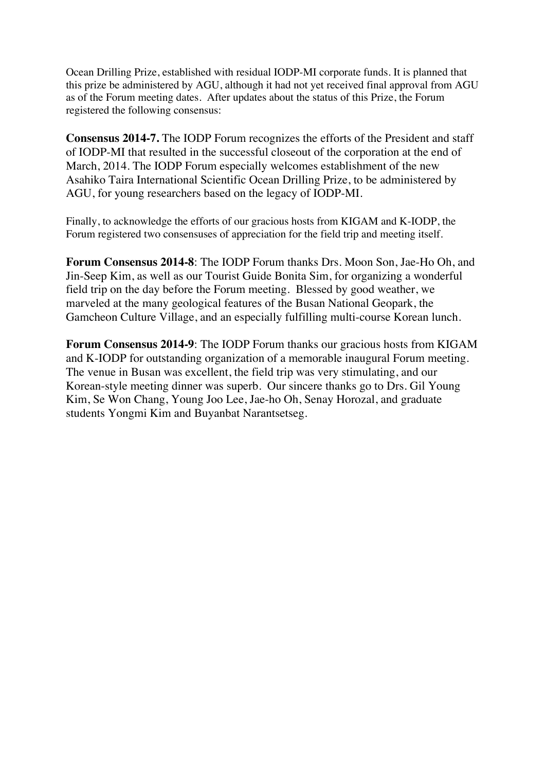Ocean Drilling Prize, established with residual IODP-MI corporate funds. It is planned that this prize be administered by AGU, although it had not yet received final approval from AGU as of the Forum meeting dates. After updates about the status of this Prize, the Forum registered the following consensus:

**Consensus 2014-7.** The IODP Forum recognizes the efforts of the President and staff of IODP-MI that resulted in the successful closeout of the corporation at the end of March, 2014. The IODP Forum especially welcomes establishment of the new Asahiko Taira International Scientific Ocean Drilling Prize, to be administered by AGU, for young researchers based on the legacy of IODP-MI.

Finally, to acknowledge the efforts of our gracious hosts from KIGAM and K-IODP, the Forum registered two consensuses of appreciation for the field trip and meeting itself.

**Forum Consensus 2014-8**: The IODP Forum thanks Drs. Moon Son, Jae-Ho Oh, and Jin-Seep Kim, as well as our Tourist Guide Bonita Sim, for organizing a wonderful field trip on the day before the Forum meeting. Blessed by good weather, we marveled at the many geological features of the Busan National Geopark, the Gamcheon Culture Village, and an especially fulfilling multi-course Korean lunch.

**Forum Consensus 2014-9**: The IODP Forum thanks our gracious hosts from KIGAM and K-IODP for outstanding organization of a memorable inaugural Forum meeting. The venue in Busan was excellent, the field trip was very stimulating, and our Korean-style meeting dinner was superb. Our sincere thanks go to Drs. Gil Young Kim, Se Won Chang, Young Joo Lee, Jae-ho Oh, Senay Horozal, and graduate students Yongmi Kim and Buyanbat Narantsetseg.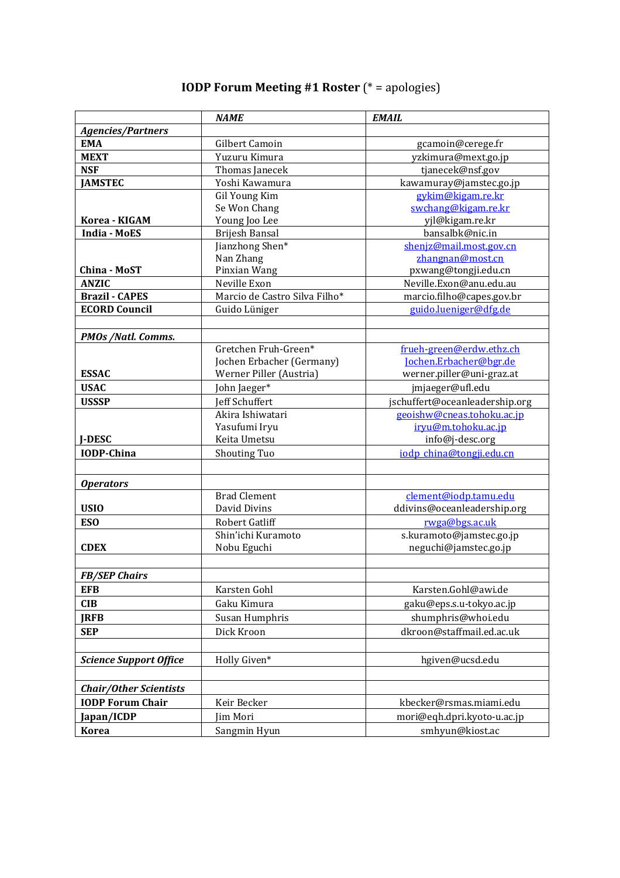# IODP Forum Meeting #1 Roster (* = apologies)

| | *NAME* | *EMAIL* |
|---|---|---|
| ***Agencies/Partners*** | | |
| **EMA** | Gilbert Camoin | gcamoin@cerege.fr |
| **MEXT** | Yuzuru Kimura | yzkimura@mext.go.jp |
| **NSF** | Thomas Janecek | tjanecek@nsf.gov |
| **JAMSTEC** | Yoshi Kawamura | kawamuray@jamstec.go.jp |
| **Korea - KIGAM** | Gil Young Kim<br>Se Won Chang<br>Young Joo Lee | gykim@kigam.re.kr<br>swchang@kigam.re.kr<br>yjl@kigam.re.kr |
| **India - MoES** | Brijesh Bansal | bansalbk@nic.in |
| **China - MoST** | Jianzhong Shen*<br>Nan Zhang<br>Pinxian Wang | shenjz@mail.most.gov.cn<br>zhangnan@most.cn<br>pxwang@tongji.edu.cn |
| **ANZIC** | Neville Exon | Neville.Exon@anu.edu.au |
| **Brazil - CAPES** | Marcio de Castro Silva Filho* | marcio.filho@capes.gov.br |
| **ECORD Council** | Guido Lüniger | guido.lueniger@dfg.de |
| | | |
| ***PMOs /Natl. Comms.*** | | |
| **ESSAC** | Gretchen Fruh-Green*<br>Jochen Erbacher (Germany)<br>Werner Piller (Austria) | frueh-green@erdw.ethz.ch<br>Jochen.Erbacher@bgr.de<br>werner.piller@uni-graz.at |
| **USAC** | John Jaeger* | jmjaeger@ufl.edu |
| **USSSP** | Jeff Schuffert | jschuffert@oceanleadership.org |
| **J-DESC** | Akira Ishiwatari<br>Yasufumi Iryu<br>Keita Umetsu | geoishw@cneas.tohoku.ac.jp<br>iryu@m.tohoku.ac.jp<br>info@j-desc.org |
| **IODP-China** | Shouting Tuo | iodp_china@tongji.edu.cn |
| | | |
| ***Operators*** | | |
| **USIO** | Brad Clement<br>David Divins | clement@iodp.tamu.edu<br>ddivins@oceanleadership.org |
| **ESO** | Robert Gatliff | rwga@bgs.ac.uk |
| **CDEX** | Shin'ichi Kuramoto<br>Nobu Eguchi | s.kuramoto@jamstec.go.jp<br>neguchi@jamstec.go.jp |
| | | |
| ***FB/SEP Chairs*** | | |
| **EFB** | Karsten Gohl | Karsten.Gohl@awi.de |
| **CIB** | Gaku Kimura | gaku@eps.s.u-tokyo.ac.jp |
| **JRFB** | Susan Humphris | shumphris@whoi.edu |
| **SEP** | Dick Kroon | dkroon@staffmail.ed.ac.uk |
| | | |
| ***Science Support Office*** | Holly Given* | hgiven@ucsd.edu |
| | | |
| ***Chair/Other Scientists*** | | |
| **IODP Forum Chair** | Keir Becker | kbecker@rsmas.miami.edu |
| **Japan/ICDP** | Jim Mori | mori@eqh.dpri.kyoto-u.ac.jp |
| **Korea** | Sangmin Hyun | smhyun@kiost.ac |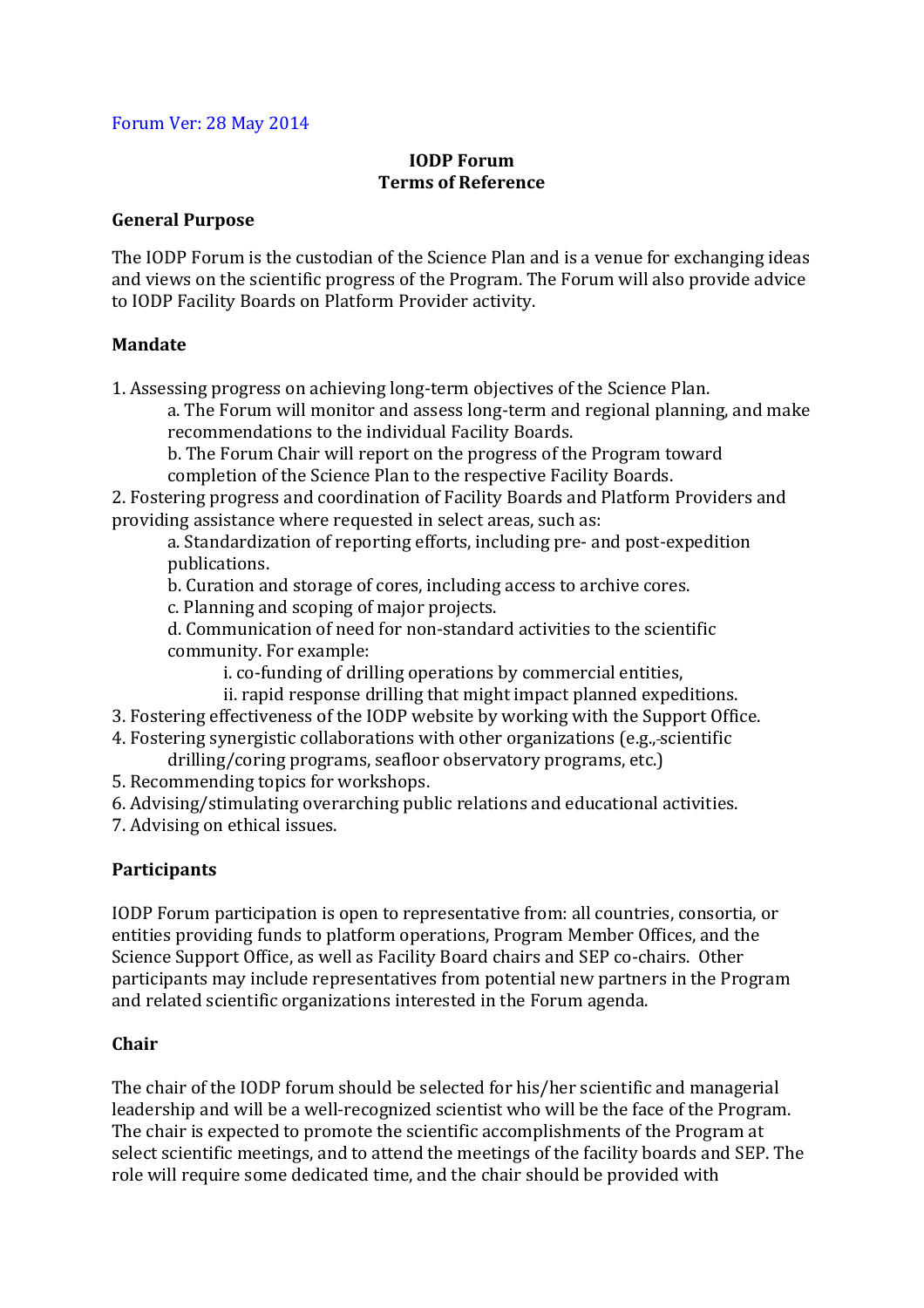Forum Ver: 28 May 2014

**IODP Forum**
**Terms of Reference**

**General Purpose**

The IODP Forum is the custodian of the Science Plan and is a venue for exchanging ideas and views on the scientific progress of the Program. The Forum will also provide advice to IODP Facility Boards on Platform Provider activity.

**Mandate**

1. Assessing progress on achieving long-term objectives of the Science Plan.
    a. The Forum will monitor and assess long-term and regional planning, and make recommendations to the individual Facility Boards.
    b. The Forum Chair will report on the progress of the Program toward completion of the Science Plan to the respective Facility Boards.
2. Fostering progress and coordination of Facility Boards and Platform Providers and providing assistance where requested in select areas, such as:
    a. Standardization of reporting efforts, including pre- and post-expedition publications.
    b. Curation and storage of cores, including access to archive cores.
    c. Planning and scoping of major projects.
    d. Communication of need for non-standard activities to the scientific community. For example:
        i. co-funding of drilling operations by commercial entities,
        ii. rapid response drilling that might impact planned expeditions.
3. Fostering effectiveness of the IODP website by working with the Support Office.
4. Fostering synergistic collaborations with other organizations (e.g., scientific drilling/coring programs, seafloor observatory programs, etc.)
5. Recommending topics for workshops.
6. Advising/stimulating overarching public relations and educational activities.
7. Advising on ethical issues.

**Participants**

IODP Forum participation is open to representative from: all countries, consortia, or entities providing funds to platform operations, Program Member Offices, and the Science Support Office, as well as Facility Board chairs and SEP co-chairs. Other participants may include representatives from potential new partners in the Program and related scientific organizations interested in the Forum agenda.

**Chair**

The chair of the IODP forum should be selected for his/her scientific and managerial leadership and will be a well-recognized scientist who will be the face of the Program. The chair is expected to promote the scientific accomplishments of the Program at select scientific meetings, and to attend the meetings of the facility boards and SEP. The role will require some dedicated time, and the chair should be provided with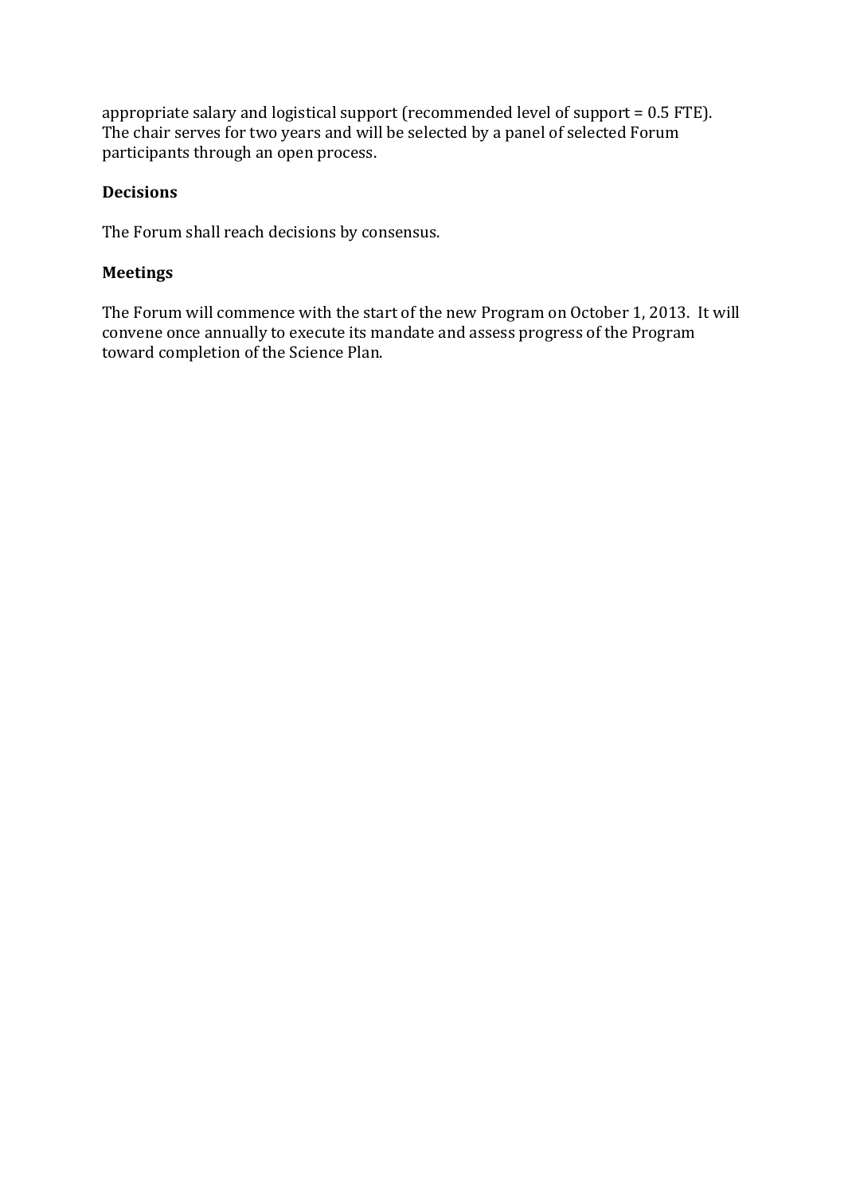appropriate salary and logistical support (recommended level of support = 0.5 FTE). The chair serves for two years and will be selected by a panel of selected Forum participants through an open process.

### Decisions

The Forum shall reach decisions by consensus.

### Meetings

The Forum will commence with the start of the new Program on October 1, 2013. It will convene once annually to execute its mandate and assess progress of the Program toward completion of the Science Plan.